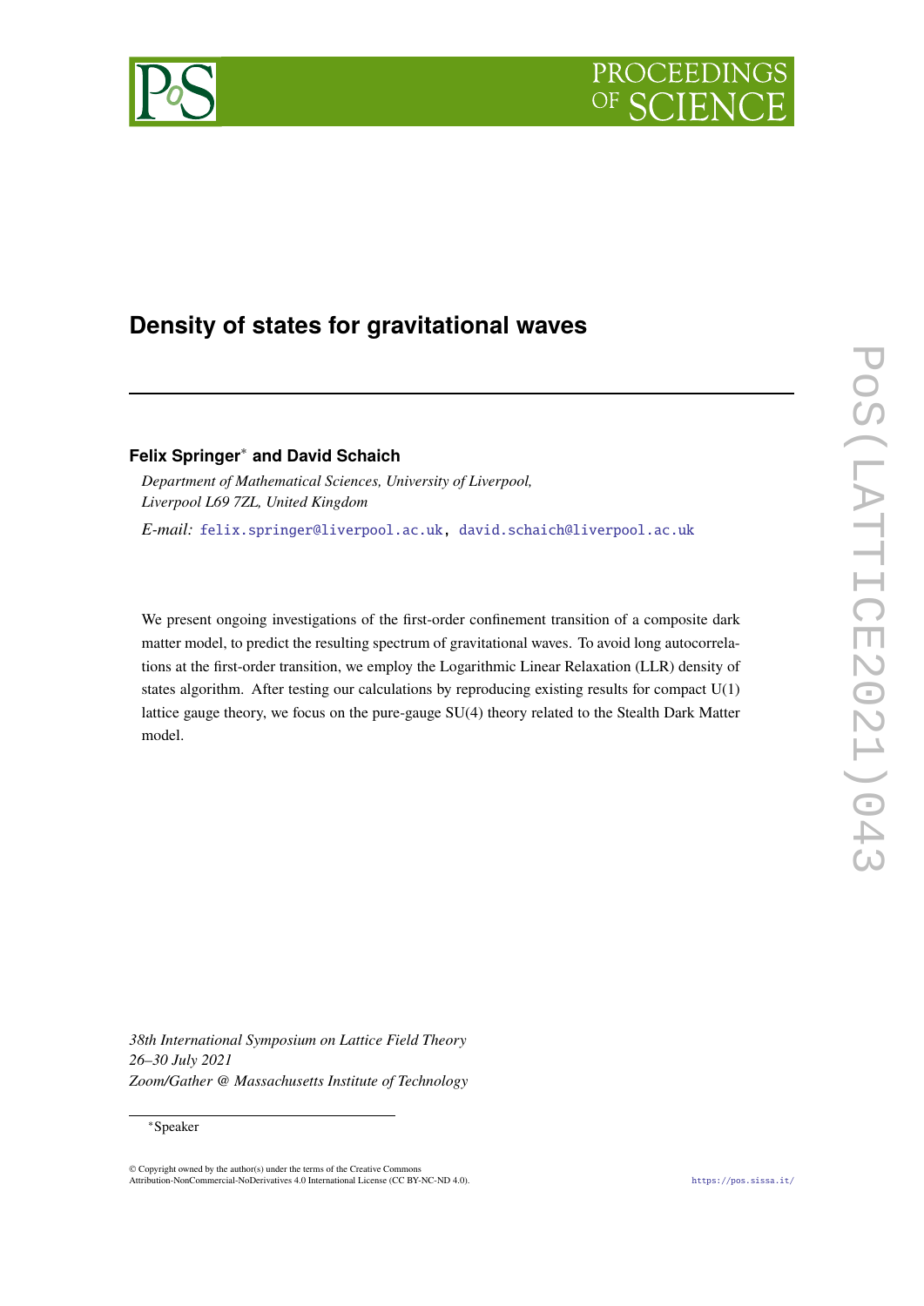# Density of states for gravitational waves

**Felix Springer[*] and David Schaich**

*Department of Mathematical Sciences, University of Liverpool,*
*Liverpool L69 7ZL, United Kingdom*

*E-mail:* felix.springer@liverpool.ac.uk, david.schaich@liverpool.ac.uk

We present ongoing investigations of the first-order confinement transition of a composite dark matter model, to predict the resulting spectrum of gravitational waves. To avoid long autocorrelations at the first-order transition, we employ the Logarithmic Linear Relaxation (LLR) density of states algorithm. After testing our calculations by reproducing existing results for compact U(1) lattice gauge theory, we focus on the pure-gauge SU(4) theory related to the Stealth Dark Matter model.

*38th International Symposium on Lattice Field Theory*
*26–30 July 2021*
*Zoom/Gather @ Massachusetts Institute of Technology*

[*] Speaker

© Copyright owned by the author(s) under the terms of the Creative Commons Attribution-NonCommercial-NoDerivatives 4.0 International License (CC BY-NC-ND 4.0).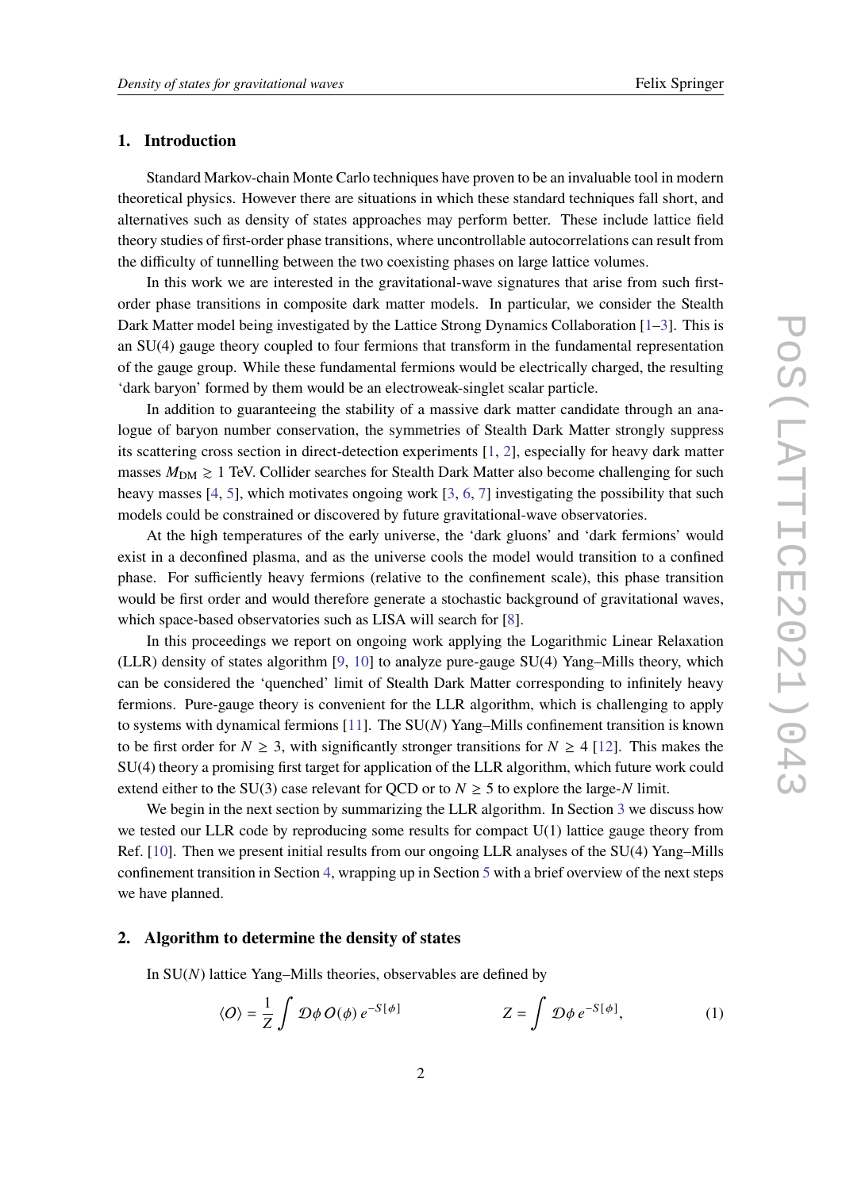## 1. Introduction

Standard Markov-chain Monte Carlo techniques have proven to be an invaluable tool in modern theoretical physics. However there are situations in which these standard techniques fall short, and alternatives such as density of states approaches may perform better. These include lattice field theory studies of first-order phase transitions, where uncontrollable autocorrelations can result from the difficulty of tunnelling between the two coexisting phases on large lattice volumes.

In this work we are interested in the gravitational-wave signatures that arise from such first-order phase transitions in composite dark matter models. In particular, we consider the Stealth Dark Matter model being investigated by the Lattice Strong Dynamics Collaboration [1–3]. This is an SU(4) gauge theory coupled to four fermions that transform in the fundamental representation of the gauge group. While these fundamental fermions would be electrically charged, the resulting 'dark baryon' formed by them would be an electroweak-singlet scalar particle.

In addition to guaranteeing the stability of a massive dark matter candidate through an analogue of baryon number conservation, the symmetries of Stealth Dark Matter strongly suppress its scattering cross section in direct-detection experiments [1, 2], especially for heavy dark matter masses $M_{\text{DM}} \gtrsim 1$ TeV. Collider searches for Stealth Dark Matter also become challenging for such heavy masses [4, 5], which motivates ongoing work [3, 6, 7] investigating the possibility that such models could be constrained or discovered by future gravitational-wave observatories.

At the high temperatures of the early universe, the 'dark gluons' and 'dark fermions' would exist in a deconfined plasma, and as the universe cools the model would transition to a confined phase. For sufficiently heavy fermions (relative to the confinement scale), this phase transition would be first order and would therefore generate a stochastic background of gravitational waves, which space-based observatories such as LISA will search for [8].

In this proceedings we report on ongoing work applying the Logarithmic Linear Relaxation (LLR) density of states algorithm [9, 10] to analyze pure-gauge SU(4) Yang–Mills theory, which can be considered the 'quenched' limit of Stealth Dark Matter corresponding to infinitely heavy fermions. Pure-gauge theory is convenient for the LLR algorithm, which is challenging to apply to systems with dynamical fermions [11]. The SU($N$) Yang–Mills confinement transition is known to be first order for $N \geq 3$, with significantly stronger transitions for $N \geq 4$ [12]. This makes the SU(4) theory a promising first target for application of the LLR algorithm, which future work could extend either to the SU(3) case relevant for QCD or to $N \geq 5$ to explore the large-$N$ limit.

We begin in the next section by summarizing the LLR algorithm. In Section 3 we discuss how we tested our LLR code by reproducing some results for compact U(1) lattice gauge theory from Ref. [10]. Then we present initial results from our ongoing LLR analyses of the SU(4) Yang–Mills confinement transition in Section 4, wrapping up in Section 5 with a brief overview of the next steps we have planned.

## 2. Algorithm to determine the density of states

In SU($N$) lattice Yang–Mills theories, observables are defined by

$$\langle O \rangle = \frac{1}{Z} \int \mathcal{D}\phi \, O(\phi) \, e^{-S[\phi]} \qquad\qquad Z = \int \mathcal{D}\phi \, e^{-S[\phi]}, \tag{1}$$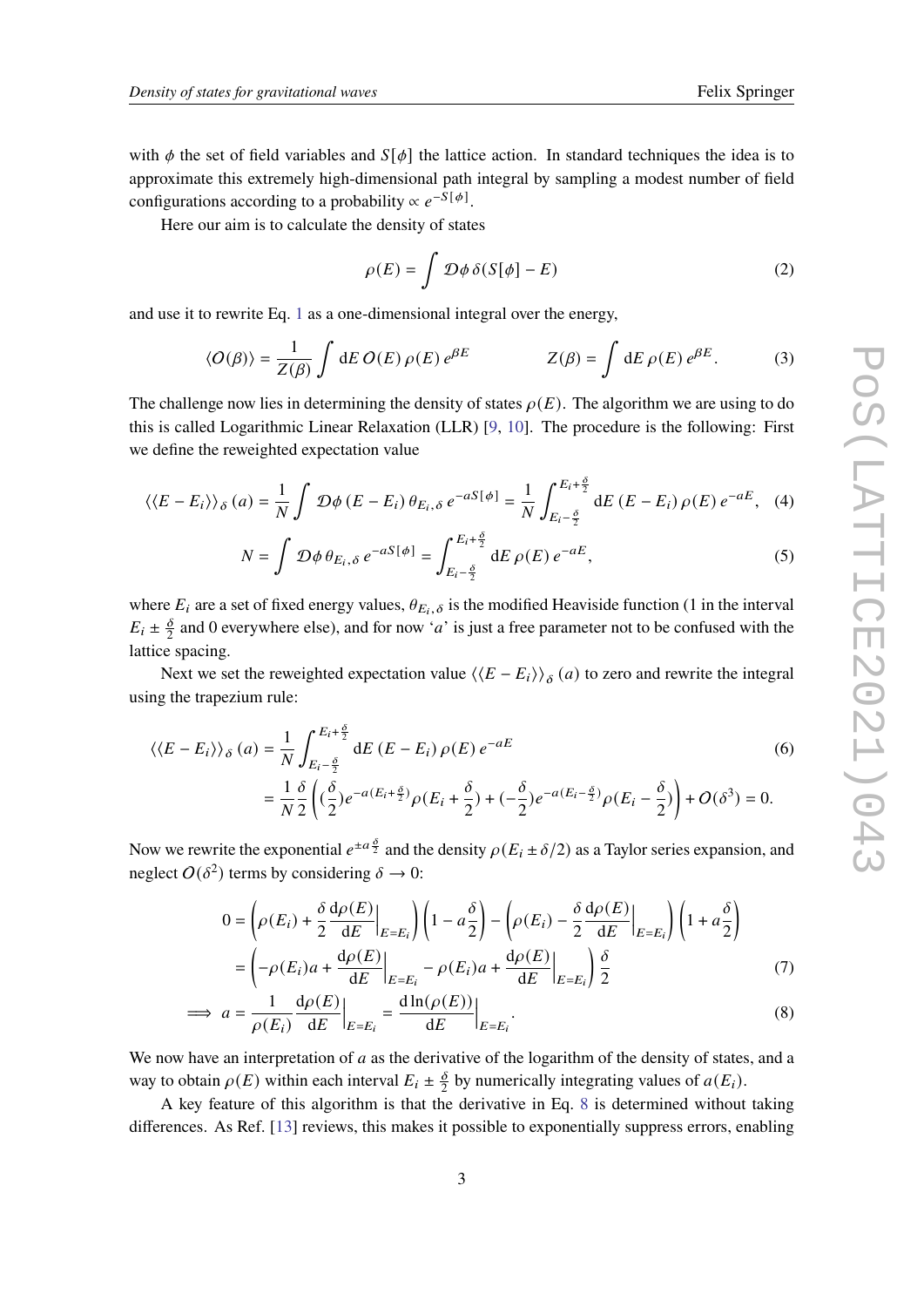with $\phi$ the set of field variables and $S[\phi]$ the lattice action. In standard techniques the idea is to approximate this extremely high-dimensional path integral by sampling a modest number of field configurations according to a probability $\propto e^{-S[\phi]}$.

Here our aim is to calculate the density of states

$$\rho(E) = \int \mathcal{D}\phi\, \delta(S[\phi] - E) \tag{2}$$

and use it to rewrite Eq. 1 as a one-dimensional integral over the energy,

$$\langle O(\beta)\rangle = \frac{1}{Z(\beta)} \int \mathrm{d}E\, O(E)\, \rho(E)\, e^{\beta E} \qquad\qquad Z(\beta) = \int \mathrm{d}E\, \rho(E)\, e^{\beta E}. \tag{3}$$

The challenge now lies in determining the density of states $\rho(E)$. The algorithm we are using to do this is called Logarithmic Linear Relaxation (LLR) [9, 10]. The procedure is the following: First we define the reweighted expectation value

$$\langle\langle E - E_i\rangle\rangle_{\delta}(a) = \frac{1}{N} \int \mathcal{D}\phi\, (E - E_i)\, \theta_{E_i,\delta}\, e^{-aS[\phi]} = \frac{1}{N} \int_{E_i - \frac{\delta}{2}}^{E_i + \frac{\delta}{2}} \mathrm{d}E\, (E - E_i)\, \rho(E)\, e^{-aE}, \tag{4}$$

$$N = \int \mathcal{D}\phi\, \theta_{E_i,\delta}\, e^{-aS[\phi]} = \int_{E_i - \frac{\delta}{2}}^{E_i + \frac{\delta}{2}} \mathrm{d}E\, \rho(E)\, e^{-aE}, \tag{5}$$

where $E_i$ are a set of fixed energy values, $\theta_{E_i,\delta}$ is the modified Heaviside function (1 in the interval $E_i \pm \frac{\delta}{2}$ and 0 everywhere else), and for now '$a$' is just a free parameter not to be confused with the lattice spacing.

Next we set the reweighted expectation value $\langle\langle E - E_i\rangle\rangle_{\delta}(a)$ to zero and rewrite the integral using the trapezium rule:

$$\begin{aligned}\langle\langle E - E_i\rangle\rangle_{\delta}(a) &= \frac{1}{N} \int_{E_i - \frac{\delta}{2}}^{E_i + \frac{\delta}{2}} \mathrm{d}E\, (E - E_i)\, \rho(E)\, e^{-aE} \\ &= \frac{1}{N}\frac{\delta}{2}\left( (\frac{\delta}{2}) e^{-a(E_i + \frac{\delta}{2})} \rho(E_i + \frac{\delta}{2}) + (-\frac{\delta}{2}) e^{-a(E_i - \frac{\delta}{2})} \rho(E_i - \frac{\delta}{2})\right) + O(\delta^3) = 0.\end{aligned} \tag{6}$$

Now we rewrite the exponential $e^{\pm a\frac{\delta}{2}}$ and the density $\rho(E_i \pm \delta/2)$ as a Taylor series expansion, and neglect $O(\delta^2)$ terms by considering $\delta \to 0$:

$$\begin{aligned} 0 &= \left(\rho(E_i) + \frac{\delta}{2}\frac{\mathrm{d}\rho(E)}{\mathrm{d}E}\Big|_{E=E_i}\right)\left(1 - a\frac{\delta}{2}\right) - \left(\rho(E_i) - \frac{\delta}{2}\frac{\mathrm{d}\rho(E)}{\mathrm{d}E}\Big|_{E=E_i}\right)\left(1 + a\frac{\delta}{2}\right) \\ &= \left(-\rho(E_i)a + \frac{\mathrm{d}\rho(E)}{\mathrm{d}E}\Big|_{E=E_i} - \rho(E_i)a + \frac{\mathrm{d}\rho(E)}{\mathrm{d}E}\Big|_{E=E_i}\right)\frac{\delta}{2} \end{aligned} \tag{7}$$

$$\implies a = \frac{1}{\rho(E_i)}\frac{\mathrm{d}\rho(E)}{\mathrm{d}E}\Big|_{E=E_i} = \frac{\mathrm{d}\ln(\rho(E))}{\mathrm{d}E}\Big|_{E=E_i}. \tag{8}$$

We now have an interpretation of $a$ as the derivative of the logarithm of the density of states, and a way to obtain $\rho(E)$ within each interval $E_i \pm \frac{\delta}{2}$ by numerically integrating values of $a(E_i)$.

A key feature of this algorithm is that the derivative in Eq. 8 is determined without taking differences. As Ref. [13] reviews, this makes it possible to exponentially suppress errors, enabling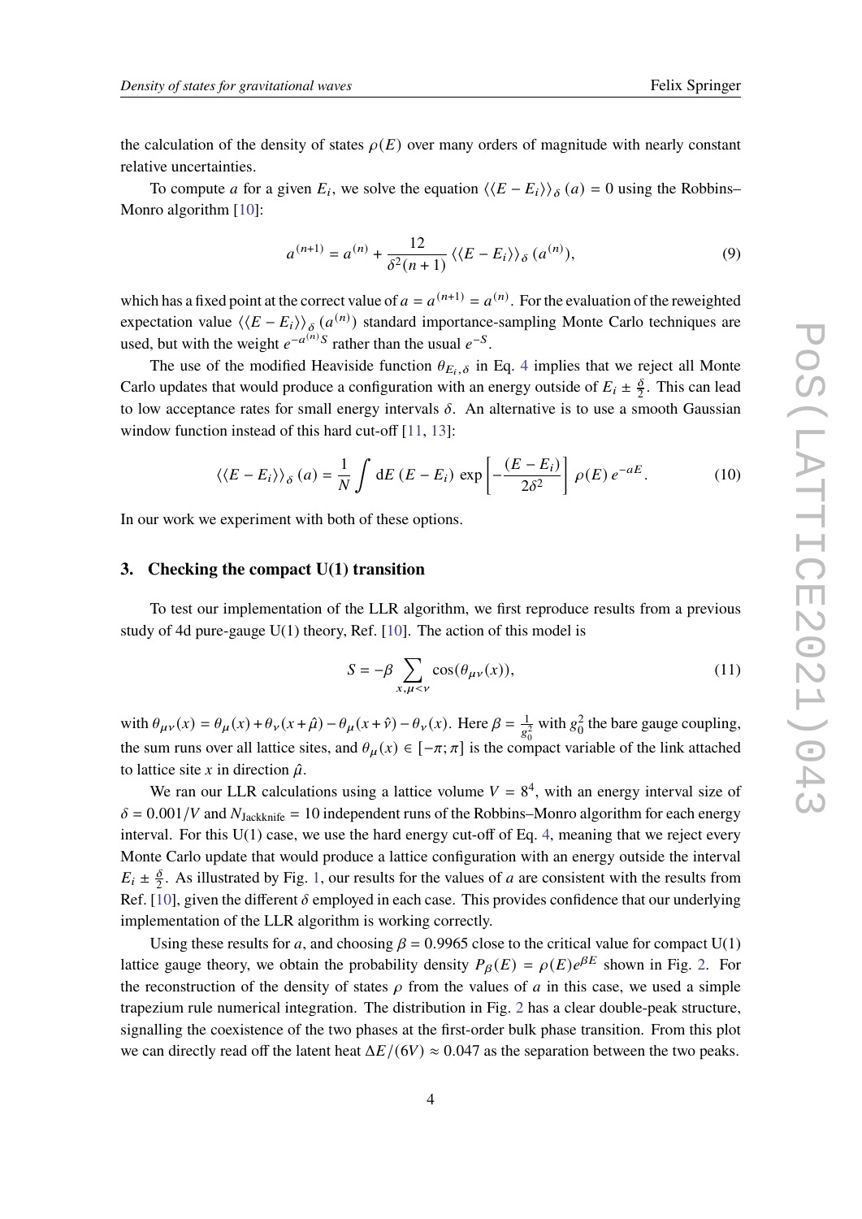the calculation of the density of states $\rho(E)$ over many orders of magnitude with nearly constant relative uncertainties.

To compute $a$ for a given $E_i$, we solve the equation $\langle\langle E - E_i \rangle\rangle_\delta (a) = 0$ using the Robbins–Monro algorithm [10]:

$$a^{(n+1)} = a^{(n)} + \frac{12}{\delta^2 (n+1)} \langle\langle E - E_i \rangle\rangle_\delta (a^{(n)}), \tag{9}$$

which has a fixed point at the correct value of $a = a^{(n+1)} = a^{(n)}$. For the evaluation of the reweighted expectation value $\langle\langle E - E_i \rangle\rangle_\delta (a^{(n)})$ standard importance-sampling Monte Carlo techniques are used, but with the weight $e^{-a^{(n)} S}$ rather than the usual $e^{-S}$.

The use of the modified Heaviside function $\theta_{E_i,\delta}$ in Eq. 4 implies that we reject all Monte Carlo updates that would produce a configuration with an energy outside of $E_i \pm \frac{\delta}{2}$. This can lead to low acceptance rates for small energy intervals $\delta$. An alternative is to use a smooth Gaussian window function instead of this hard cut-off [11, 13]:

$$\langle\langle E - E_i \rangle\rangle_\delta (a) = \frac{1}{N} \int \mathrm{d}E \, (E - E_i) \, \exp\left[ -\frac{(E - E_i)}{2\delta^2} \right] \rho(E) \, e^{-aE}. \tag{10}$$

In our work we experiment with both of these options.

## 3. Checking the compact U(1) transition

To test our implementation of the LLR algorithm, we first reproduce results from a previous study of 4d pure-gauge U(1) theory, Ref. [10]. The action of this model is

$$S = -\beta \sum_{x, \mu < \nu} \cos(\theta_{\mu\nu}(x)), \tag{11}$$

with $\theta_{\mu\nu}(x) = \theta_\mu(x) + \theta_\nu(x + \hat{\mu}) - \theta_\mu(x + \hat{\nu}) - \theta_\nu(x)$. Here $\beta = \frac{1}{g_0^2}$ with $g_0^2$ the bare gauge coupling, the sum runs over all lattice sites, and $\theta_\mu(x) \in [-\pi; \pi]$ is the compact variable of the link attached to lattice site $x$ in direction $\hat{\mu}$.

We ran our LLR calculations using a lattice volume $V = 8^4$, with an energy interval size of $\delta = 0.001/V$ and $N_{\text{Jackknife}} = 10$ independent runs of the Robbins–Monro algorithm for each energy interval. For this U(1) case, we use the hard energy cut-off of Eq. 4, meaning that we reject every Monte Carlo update that would produce a lattice configuration with an energy outside the interval $E_i \pm \frac{\delta}{2}$. As illustrated by Fig. 1, our results for the values of $a$ are consistent with the results from Ref. [10], given the different $\delta$ employed in each case. This provides confidence that our underlying implementation of the LLR algorithm is working correctly.

Using these results for $a$, and choosing $\beta = 0.9965$ close to the critical value for compact U(1) lattice gauge theory, we obtain the probability density $P_\beta(E) = \rho(E) e^{\beta E}$ shown in Fig. 2. For the reconstruction of the density of states $\rho$ from the values of $a$ in this case, we used a simple trapezium rule numerical integration. The distribution in Fig. 2 has a clear double-peak structure, signalling the coexistence of the two phases at the first-order bulk phase transition. From this plot we can directly read off the latent heat $\Delta E/(6V) \approx 0.047$ as the separation between the two peaks.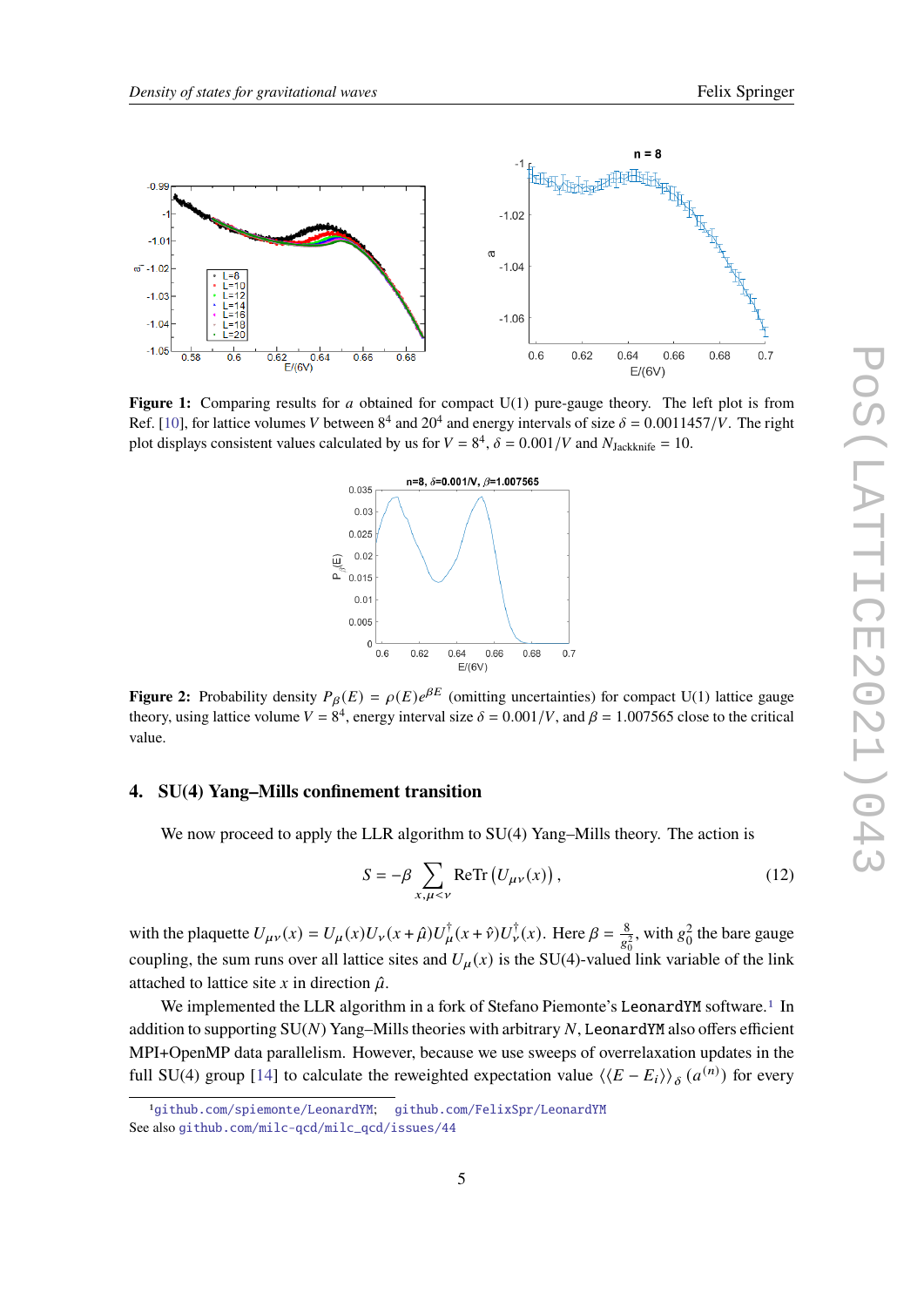**Figure 1:** Comparing results for $a$ obtained for compact U(1) pure-gauge theory. The left plot is from Ref. [10], for lattice volumes $V$ between $8^4$ and $20^4$ and energy intervals of size $\delta = 0.0011457/V$. The right plot displays consistent values calculated by us for $V = 8^4$, $\delta = 0.001/V$ and $N_{\text{Jackknife}} = 10$.

**Figure 2:** Probability density $P_\beta(E) = \rho(E)e^{\beta E}$ (omitting uncertainties) for compact U(1) lattice gauge theory, using lattice volume $V = 8^4$, energy interval size $\delta = 0.001/V$, and $\beta = 1.007565$ close to the critical value.

## 4. SU(4) Yang–Mills confinement transition

We now proceed to apply the LLR algorithm to SU(4) Yang–Mills theory. The action is

$$S = -\beta \sum_{x,\mu<\nu} \text{ReTr}\left(U_{\mu\nu}(x)\right), \tag{12}$$

with the plaquette $U_{\mu\nu}(x) = U_\mu(x)U_\nu(x+\hat{\mu})U_\mu^\dagger(x+\hat{\nu})U_\nu^\dagger(x)$. Here $\beta = \frac{8}{g_0^2}$, with $g_0^2$ the bare gauge coupling, the sum runs over all lattice sites and $U_\mu(x)$ is the SU(4)-valued link variable of the link attached to lattice site $x$ in direction $\hat{\mu}$.

We implemented the LLR algorithm in a fork of Stefano Piemonte's `LeonardYM` software.[1] In addition to supporting SU($N$) Yang–Mills theories with arbitrary $N$, `LeonardYM` also offers efficient MPI+OpenMP data parallelism. However, because we use sweeps of overrelaxation updates in the full SU(4) group [14] to calculate the reweighted expectation value $\langle\langle E - E_i \rangle\rangle_\delta \left(a^{(n)}\right)$ for every

[1] github.com/spiemonte/LeonardYM; github.com/FelixSpr/LeonardYM
See also github.com/milc-qcd/milc_qcd/issues/44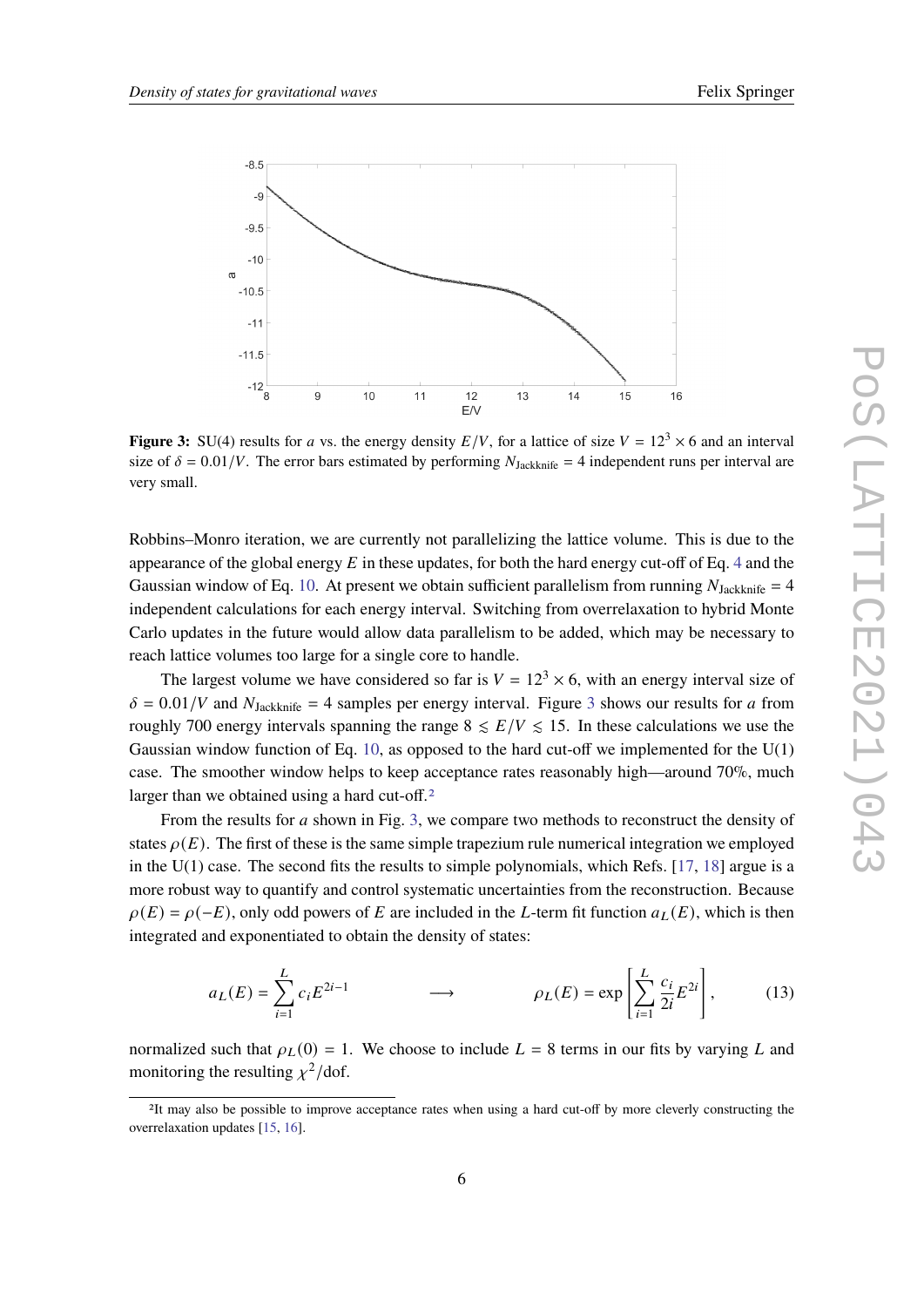**Figure 3:** SU(4) results for $a$ vs. the energy density $E/V$, for a lattice of size $V = 12^3 \times 6$ and an interval size of $\delta = 0.01/V$. The error bars estimated by performing $N_{\text{Jackknife}} = 4$ independent runs per interval are very small.

Robbins–Monro iteration, we are currently not parallelizing the lattice volume. This is due to the appearance of the global energy $E$ in these updates, for both the hard energy cut-off of Eq. 4 and the Gaussian window of Eq. 10. At present we obtain sufficient parallelism from running $N_{\text{Jackknife}} = 4$ independent calculations for each energy interval. Switching from overrelaxation to hybrid Monte Carlo updates in the future would allow data parallelism to be added, which may be necessary to reach lattice volumes too large for a single core to handle.

The largest volume we have considered so far is $V = 12^3 \times 6$, with an energy interval size of $\delta = 0.01/V$ and $N_{\text{Jackknife}} = 4$ samples per energy interval. Figure 3 shows our results for $a$ from roughly 700 energy intervals spanning the range $8 \lesssim E/V \lesssim 15$. In these calculations we use the Gaussian window function of Eq. 10, as opposed to the hard cut-off we implemented for the U(1) case. The smoother window helps to keep acceptance rates reasonably high—around 70%, much larger than we obtained using a hard cut-off.[2]

From the results for $a$ shown in Fig. 3, we compare two methods to reconstruct the density of states $\rho(E)$. The first of these is the same simple trapezium rule numerical integration we employed in the U(1) case. The second fits the results to simple polynomials, which Refs. [17, 18] argue is a more robust way to quantify and control systematic uncertainties from the reconstruction. Because $\rho(E) = \rho(-E)$, only odd powers of $E$ are included in the $L$-term fit function $a_L(E)$, which is then integrated and exponentiated to obtain the density of states:

$$a_L(E) = \sum_{i=1}^{L} c_i E^{2i-1} \qquad \longrightarrow \qquad \rho_L(E) = \exp\left[\sum_{i=1}^{L} \frac{c_i}{2i} E^{2i}\right], \tag{13}$$

normalized such that $\rho_L(0) = 1$. We choose to include $L = 8$ terms in our fits by varying $L$ and monitoring the resulting $\chi^2/\text{dof}$.

[2] It may also be possible to improve acceptance rates when using a hard cut-off by more cleverly constructing the overrelaxation updates [15, 16].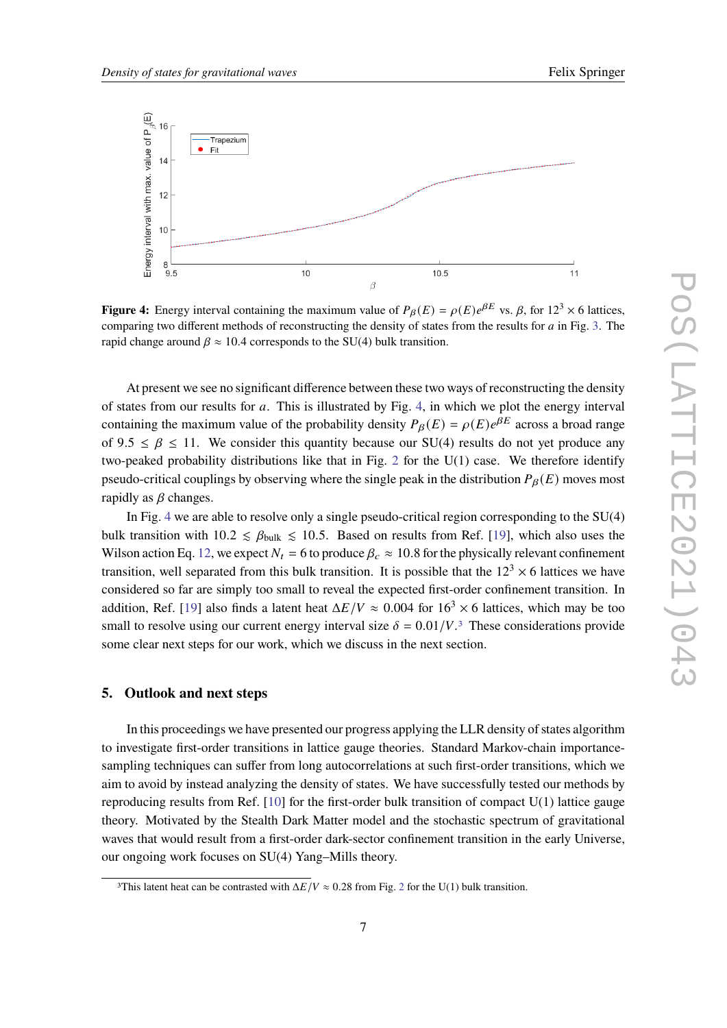**Figure 4:** Energy interval containing the maximum value of $P_\beta(E) = \rho(E)e^{\beta E}$ vs. $\beta$, for $12^3 \times 6$ lattices, comparing two different methods of reconstructing the density of states from the results for $a$ in Fig. 3. The rapid change around $\beta \approx 10.4$ corresponds to the SU(4) bulk transition.

At present we see no significant difference between these two ways of reconstructing the density of states from our results for $a$. This is illustrated by Fig. 4, in which we plot the energy interval containing the maximum value of the probability density $P_\beta(E) = \rho(E)e^{\beta E}$ across a broad range of $9.5 \leq \beta \leq 11$. We consider this quantity because our SU(4) results do not yet produce any two-peaked probability distributions like that in Fig. 2 for the U(1) case. We therefore identify pseudo-critical couplings by observing where the single peak in the distribution $P_\beta(E)$ moves most rapidly as $\beta$ changes.

In Fig. 4 we are able to resolve only a single pseudo-critical region corresponding to the SU(4) bulk transition with $10.2 \lesssim \beta_{\text{bulk}} \lesssim 10.5$. Based on results from Ref. [19], which also uses the Wilson action Eq. 12, we expect $N_t = 6$ to produce $\beta_c \approx 10.8$ for the physically relevant confinement transition, well separated from this bulk transition. It is possible that the $12^3 \times 6$ lattices we have considered so far are simply too small to reveal the expected first-order confinement transition. In addition, Ref. [19] also finds a latent heat $\Delta E/V \approx 0.004$ for $16^3 \times 6$ lattices, which may be too small to resolve using our current energy interval size $\delta = 0.01/V$.[3] These considerations provide some clear next steps for our work, which we discuss in the next section.

## 5. Outlook and next steps

In this proceedings we have presented our progress applying the LLR density of states algorithm to investigate first-order transitions in lattice gauge theories. Standard Markov-chain importance-sampling techniques can suffer from long autocorrelations at such first-order transitions, which we aim to avoid by instead analyzing the density of states. We have successfully tested our methods by reproducing results from Ref. [10] for the first-order bulk transition of compact U(1) lattice gauge theory. Motivated by the Stealth Dark Matter model and the stochastic spectrum of gravitational waves that would result from a first-order dark-sector confinement transition in the early Universe, our ongoing work focuses on SU(4) Yang–Mills theory.

[3] This latent heat can be contrasted with $\Delta E/V \approx 0.28$ from Fig. 2 for the U(1) bulk transition.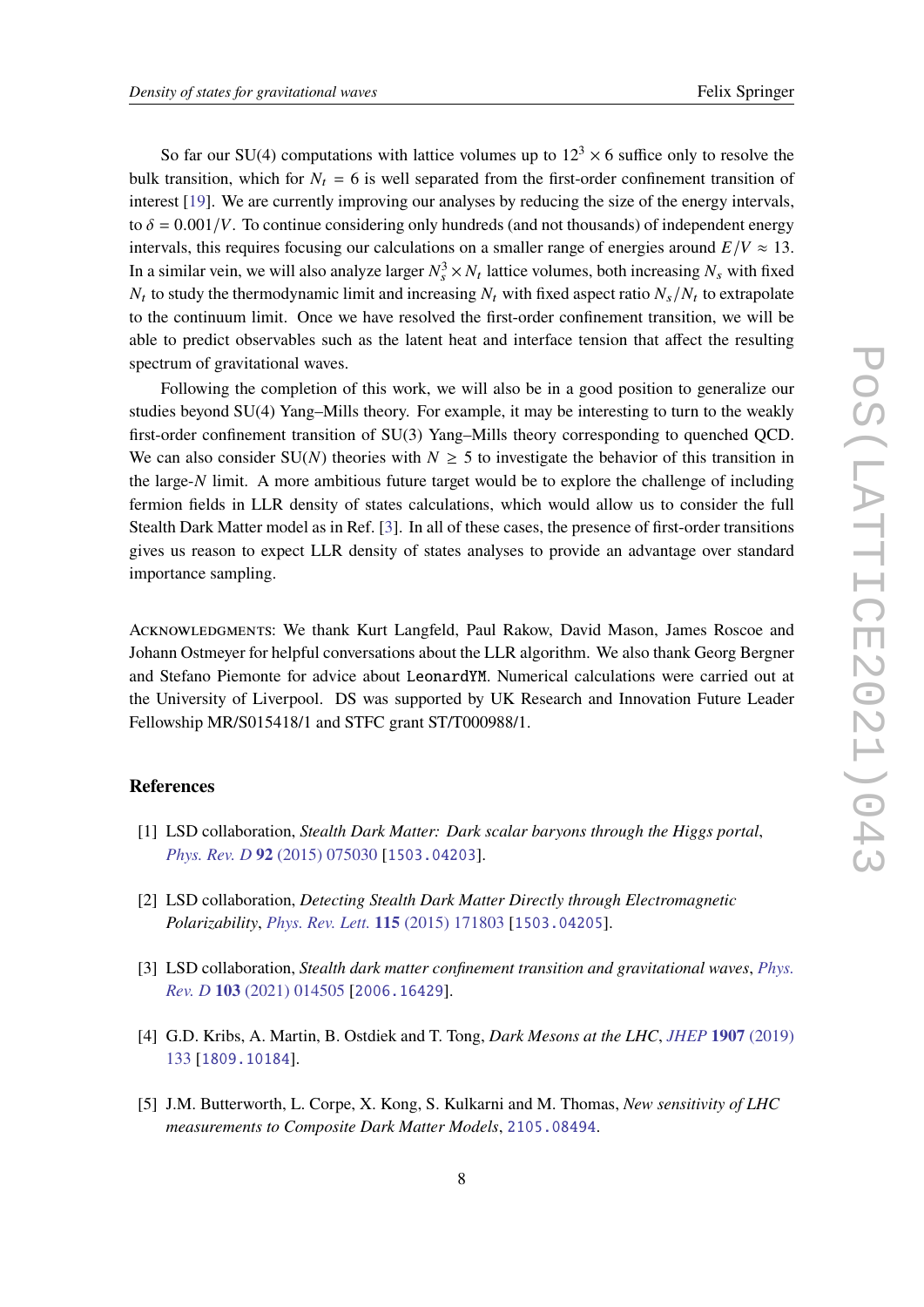So far our SU(4) computations with lattice volumes up to $12^3 \times 6$ suffice only to resolve the bulk transition, which for $N_t = 6$ is well separated from the first-order confinement transition of interest [19]. We are currently improving our analyses by reducing the size of the energy intervals, to $\delta = 0.001/V$. To continue considering only hundreds (and not thousands) of independent energy intervals, this requires focusing our calculations on a smaller range of energies around $E/V \approx 13$. In a similar vein, we will also analyze larger $N_s^3 \times N_t$ lattice volumes, both increasing $N_s$ with fixed $N_t$ to study the thermodynamic limit and increasing $N_t$ with fixed aspect ratio $N_s/N_t$ to extrapolate to the continuum limit. Once we have resolved the first-order confinement transition, we will be able to predict observables such as the latent heat and interface tension that affect the resulting spectrum of gravitational waves.

Following the completion of this work, we will also be in a good position to generalize our studies beyond SU(4) Yang–Mills theory. For example, it may be interesting to turn to the weakly first-order confinement transition of SU(3) Yang–Mills theory corresponding to quenched QCD. We can also consider SU($N$) theories with $N \geq 5$ to investigate the behavior of this transition in the large-$N$ limit. A more ambitious future target would be to explore the challenge of including fermion fields in LLR density of states calculations, which would allow us to consider the full Stealth Dark Matter model as in Ref. [3]. In all of these cases, the presence of first-order transitions gives us reason to expect LLR density of states analyses to provide an advantage over standard importance sampling.

Acknowledgments: We thank Kurt Langfeld, Paul Rakow, David Mason, James Roscoe and Johann Ostmeyer for helpful conversations about the LLR algorithm. We also thank Georg Bergner and Stefano Piemonte for advice about `LeonardYM`. Numerical calculations were carried out at the University of Liverpool. DS was supported by UK Research and Innovation Future Leader Fellowship MR/S015418/1 and STFC grant ST/T000988/1.

## References

[1] LSD collaboration, *Stealth Dark Matter: Dark scalar baryons through the Higgs portal*, *Phys. Rev. D* **92** (2015) 075030 [1503.04203].

[2] LSD collaboration, *Detecting Stealth Dark Matter Directly through Electromagnetic Polarizability*, *Phys. Rev. Lett.* **115** (2015) 171803 [1503.04205].

[3] LSD collaboration, *Stealth dark matter confinement transition and gravitational waves*, *Phys. Rev. D* **103** (2021) 014505 [2006.16429].

[4] G.D. Kribs, A. Martin, B. Ostdiek and T. Tong, *Dark Mesons at the LHC*, *JHEP* **1907** (2019) 133 [1809.10184].

[5] J.M. Butterworth, L. Corpe, X. Kong, S. Kulkarni and M. Thomas, *New sensitivity of LHC measurements to Composite Dark Matter Models*, 2105.08494.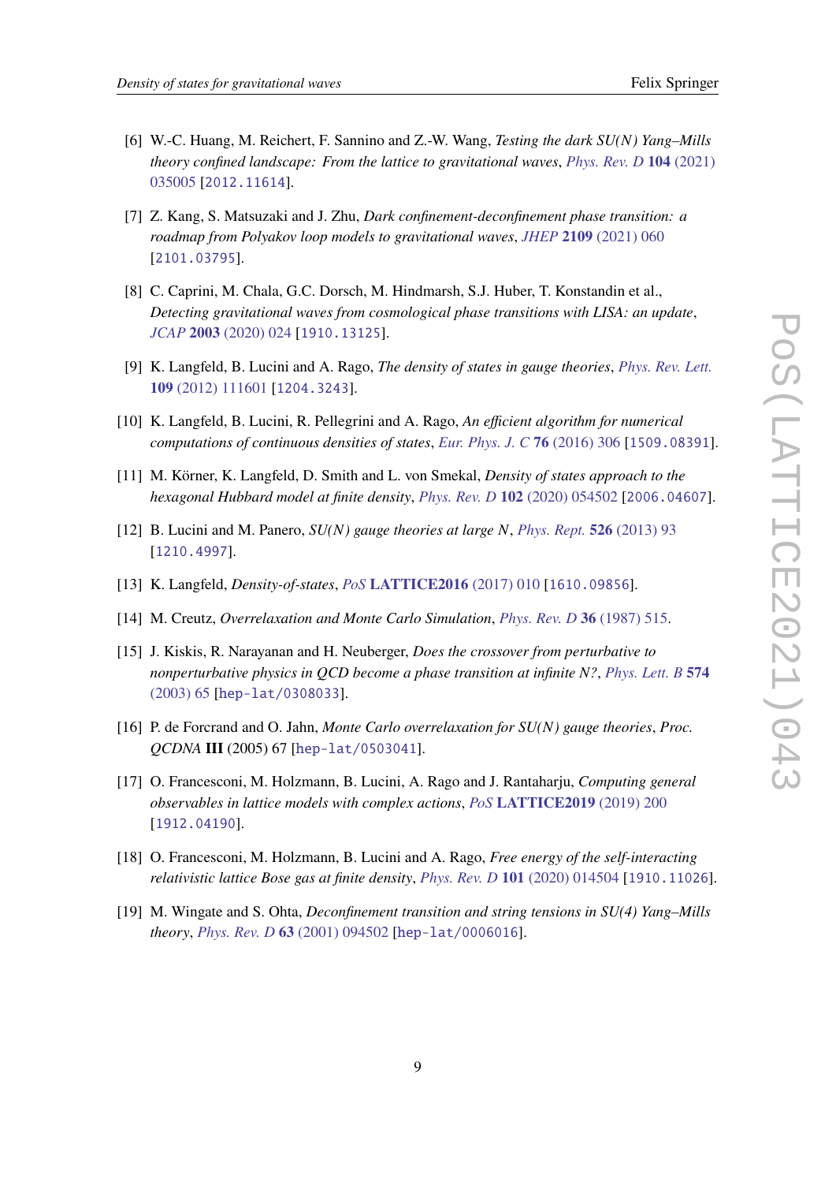[6] W.-C. Huang, M. Reichert, F. Sannino and Z.-W. Wang, *Testing the dark SU(N) Yang–Mills theory confined landscape: From the lattice to gravitational waves*, *Phys. Rev. D* **104** (2021) 035005 [2012.11614].

[7] Z. Kang, S. Matsuzaki and J. Zhu, *Dark confinement-deconfinement phase transition: a roadmap from Polyakov loop models to gravitational waves*, *JHEP* **2109** (2021) 060 [2101.03795].

[8] C. Caprini, M. Chala, G.C. Dorsch, M. Hindmarsh, S.J. Huber, T. Konstandin et al., *Detecting gravitational waves from cosmological phase transitions with LISA: an update*, *JCAP* **2003** (2020) 024 [1910.13125].

[9] K. Langfeld, B. Lucini and A. Rago, *The density of states in gauge theories*, *Phys. Rev. Lett.* **109** (2012) 111601 [1204.3243].

[10] K. Langfeld, B. Lucini, R. Pellegrini and A. Rago, *An efficient algorithm for numerical computations of continuous densities of states*, *Eur. Phys. J. C* **76** (2016) 306 [1509.08391].

[11] M. Körner, K. Langfeld, D. Smith and L. von Smekal, *Density of states approach to the hexagonal Hubbard model at finite density*, *Phys. Rev. D* **102** (2020) 054502 [2006.04607].

[12] B. Lucini and M. Panero, *SU(N) gauge theories at large N*, *Phys. Rept.* **526** (2013) 93 [1210.4997].

[13] K. Langfeld, *Density-of-states*, *PoS* **LATTICE2016** (2017) 010 [1610.09856].

[14] M. Creutz, *Overrelaxation and Monte Carlo Simulation*, *Phys. Rev. D* **36** (1987) 515.

[15] J. Kiskis, R. Narayanan and H. Neuberger, *Does the crossover from perturbative to nonperturbative physics in QCD become a phase transition at infinite N?*, *Phys. Lett. B* **574** (2003) 65 [hep-lat/0308033].

[16] P. de Forcrand and O. Jahn, *Monte Carlo overrelaxation for SU(N) gauge theories*, *Proc. QCDNA* **III** (2005) 67 [hep-lat/0503041].

[17] O. Francesconi, M. Holzmann, B. Lucini, A. Rago and J. Rantaharju, *Computing general observables in lattice models with complex actions*, *PoS* **LATTICE2019** (2019) 200 [1912.04190].

[18] O. Francesconi, M. Holzmann, B. Lucini and A. Rago, *Free energy of the self-interacting relativistic lattice Bose gas at finite density*, *Phys. Rev. D* **101** (2020) 014504 [1910.11026].

[19] M. Wingate and S. Ohta, *Deconfinement transition and string tensions in SU(4) Yang–Mills theory*, *Phys. Rev. D* **63** (2001) 094502 [hep-lat/0006016].